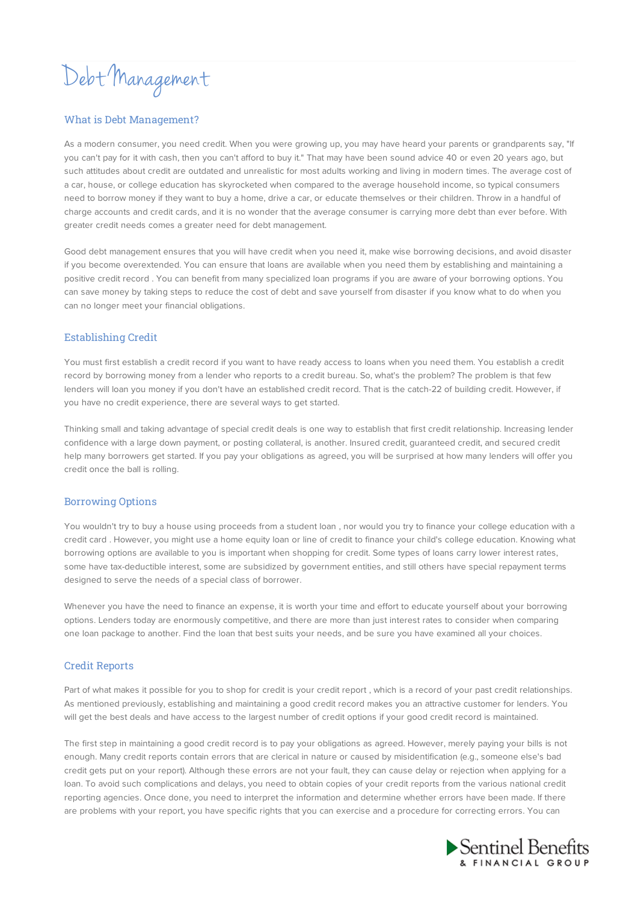# Debt Management

## What is Debt Management?

As a modern consumer, you need credit. When you were growing up, you may have heard your parents or grandparents say, "If you can't pay for it with cash, then you can't afford to buy it." That may have been sound advice 40 or even 20 years ago, but such attitudes about credit are outdated and unrealistic for most adults working and living in modern times. The average cost of a car, house, or college education has skyrocketed when compared to the average household income, so typical consumers need to borrow money if they want to buy a home, drive a car, or educate themselves or their children. Throw in a handful of charge accounts and credit cards, and it is no wonder that the average consumer is carrying more debt than ever before. With greater credit needs comes a greater need for debt management.

Good debt management ensures that you will have credit when you need it, make wise borrowing decisions, and avoid disaster if you become overextended. You can ensure that loans are available when you need them by establishing and maintaining a positive credit record . You can benefit from many specialized loan programs if you are aware of your borrowing options. You can save money by taking steps to reduce the cost of debt and save yourself from disaster if you know what to do when you can no longer meet your financial obligations.

## Establishing Credit

You must first establish a credit record if you want to have ready access to loans when you need them. You establish a credit record by borrowing money from a lender who reports to a credit bureau. So, what's the problem? The problem is that few lenders will loan you money if you don't have an established credit record. That is the catch-22 of building credit. However, if you have no credit experience, there are several ways to get started.

Thinking small and taking advantage of special credit deals is one way to establish that first credit relationship. Increasing lender confidence with a large down payment, or posting collateral, is another. Insured credit, guaranteed credit, and secured credit help many borrowers get started. If you pay your obligations as agreed, you will be surprised at how many lenders will offer you credit once the ball is rolling.

## Borrowing Options

You wouldn't try to buy a house using proceeds from a student loan , nor would you try to finance your college education with a credit card . However, you might use a home equity loan or line of credit to finance your child's college education. Knowing what borrowing options are available to you is important when shopping for credit. Some types of loans carry lower interest rates, some have tax-deductible interest, some are subsidized by government entities, and still others have special repayment terms designed to serve the needs of a special class of borrower.

Whenever you have the need to finance an expense, it is worth your time and effort to educate yourself about your borrowing options. Lenders today are enormously competitive, and there are more than just interest rates to consider when comparing one loan package to another. Find the loan that best suits your needs, and be sure you have examined all your choices.

## Credit Reports

Part of what makes it possible for you to shop for credit is your credit report , which is a record of your past credit relationships. As mentioned previously, establishing and maintaining a good credit record makes you an attractive customer for lenders. You will get the best deals and have access to the largest number of credit options if your good credit record is maintained.

The first step in maintaining a good credit record is to pay your obligations as agreed. However, merely paying your bills is not enough. Many credit reports contain errors that are clerical in nature or caused by misidentification (e.g., someone else's bad credit gets put on your report). Although these errors are not your fault, they can cause delay or rejection when applying for a loan. To avoid such complications and delays, you need to obtain copies of your credit reports from the various national credit reporting agencies. Once done, you need to interpret the information and determine whether errors have been made. If there are problems with your report, you have specific rights that you can exercise and a procedure for correcting errors. You can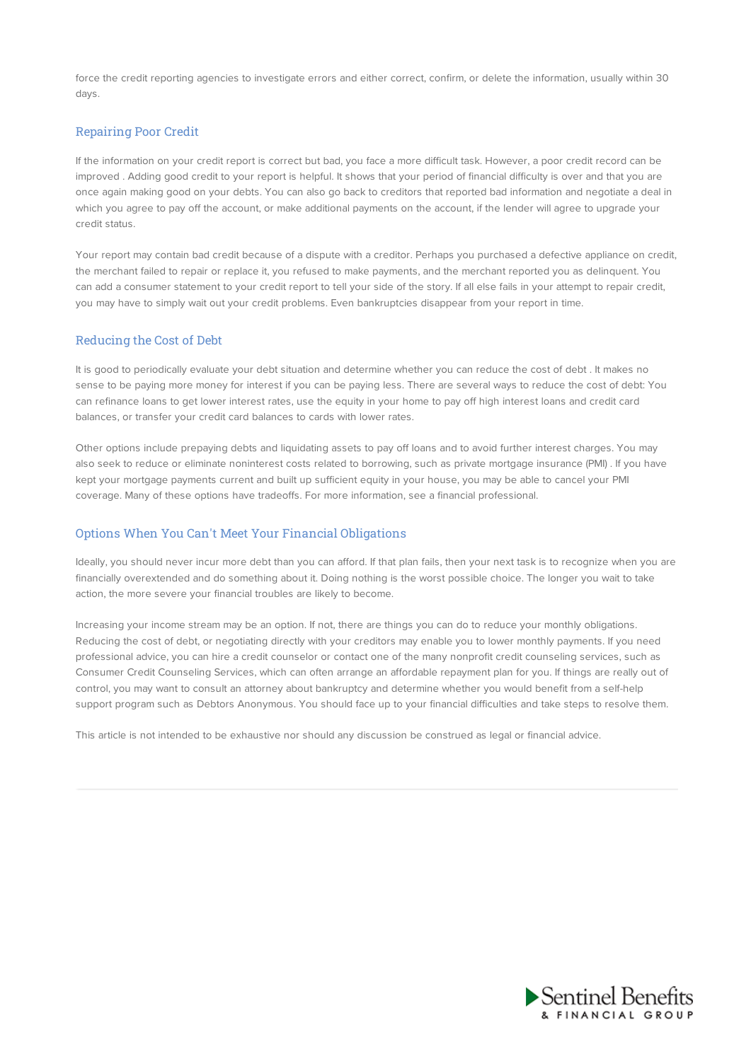force the credit reporting agencies to investigate errors and either correct, confirm, or delete the information, usually within 30 days.

## Repairing Poor Credit

If the information on your credit report is correct but bad, you face a more difficult task. However, a poor credit record can be improved . Adding good credit to your report is helpful. It shows that your period of financial difficulty is over and that you are once again making good on your debts. You can also go back to creditors that reported bad information and negotiate a deal in which you agree to pay off the account, or make additional payments on the account, if the lender will agree to upgrade your credit status.

Your report may contain bad credit because of a dispute with a creditor. Perhaps you purchased a defective appliance on credit, the merchant failed to repair or replace it, you refused to make payments, and the merchant reported you as delinquent. You can add a consumer statement to your credit report to tell your side of the story. If all else fails in your attempt to repair credit, you may have to simply wait out your credit problems. Even bankruptcies disappear from your report in time.

## Reducing the Cost of Debt

It is good to periodically evaluate your debt situation and determine whether you can reduce the cost of debt . It makes no sense to be paying more money for interest if you can be paying less. There are several ways to reduce the cost of debt: You can refinance loans to get lower interest rates, use the equity in your home to pay off high interest loans and credit card balances, or transfer your credit card balances to cards with lower rates.

Other options include prepaying debts and liquidating assets to pay off loans and to avoid further interest charges. You may also seek to reduce or eliminate noninterest costs related to borrowing, such as private mortgage insurance (PMI) . If you have kept your mortgage payments current and built up sufficient equity in your house, you may be able to cancel your PMI coverage. Many of these options have tradeoffs. For more information, see a financial professional.

## Options When You Can't Meet Your Financial Obligations

Ideally, you should never incur more debt than you can afford. If that plan fails, then your next task is to recognize when you are financially overextended and do something about it. Doing nothing is the worst possible choice. The longer you wait to take action, the more severe your financial troubles are likely to become.

Increasing your income stream may be an option. If not, there are things you can do to reduce your monthly obligations. Reducing the cost of debt, or negotiating directly with your creditors may enable you to lower monthly payments. If you need professional advice, you can hire a credit counselor or contact one of the many nonprofit credit counseling services, such as Consumer Credit Counseling Services, which can often arrange an affordable repayment plan for you. If things are really out of control, you may want to consult an attorney about bankruptcy and determine whether you would benefit from a self-help support program such as Debtors Anonymous. You should face up to your financial difficulties and take steps to resolve them.

This article is not intended to be exhaustive nor should any discussion be construed as legal or financial advice.